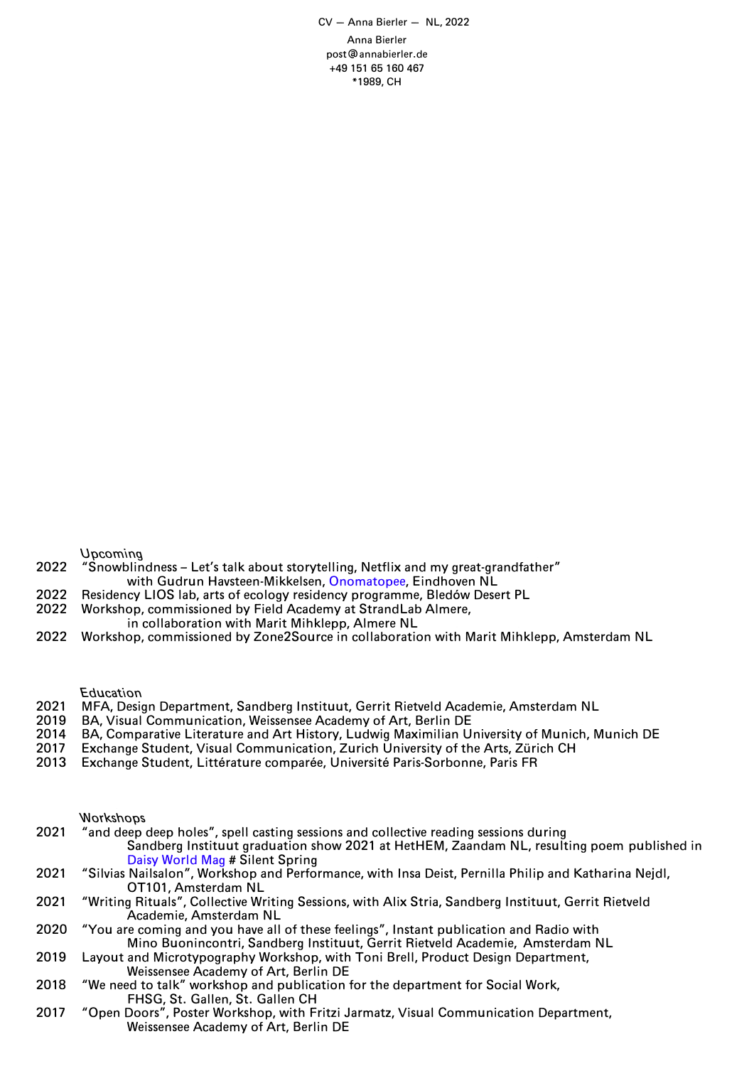CV — Anna Bierler — NL, 2022

Anna Bierler
post@annabierler.de
+49 151 65 160 467
*1989, CH

## Upcoming

2022 "Snowblindness – Let's talk about storytelling, Netflix and my great-grandfather" with Gudrun Havsteen-Mikkelsen, Onomatopee, Eindhoven NL
2022 Residency LIOS lab, arts of ecology residency programme, Bledów Desert PL
2022 Workshop, commissioned by Field Academy at StrandLab Almere, in collaboration with Marit Mihklepp, Almere NL
2022 Workshop, commissioned by Zone2Source in collaboration with Marit Mihklepp, Amsterdam NL

## Education

2021 MFA, Design Department, Sandberg Instituut, Gerrit Rietveld Academie, Amsterdam NL
2019 BA, Visual Communication, Weissensee Academy of Art, Berlin DE
2014 BA, Comparative Literature and Art History, Ludwig Maximilian University of Munich, Munich DE
2017 Exchange Student, Visual Communication, Zurich University of the Arts, Zürich CH
2013 Exchange Student, Littérature comparée, Université Paris-Sorbonne, Paris FR

## Workshops

2021 "and deep deep holes", spell casting sessions and collective reading sessions during Sandberg Instituut graduation show 2021 at HetHEM, Zaandam NL, resulting poem published in Daisy World Mag # Silent Spring
2021 "Silvias Nailsalon", Workshop and Performance, with Insa Deist, Pernilla Philip and Katharina Nejdl, OT101, Amsterdam NL
2021 "Writing Rituals", Collective Writing Sessions, with Alix Stria, Sandberg Instituut, Gerrit Rietveld Academie, Amsterdam NL
2020 "You are coming and you have all of these feelings", Instant publication and Radio with Mino Buonincontri, Sandberg Instituut, Gerrit Rietveld Academie, Amsterdam NL
2019 Layout and Microtypography Workshop, with Toni Brell, Product Design Department, Weissensee Academy of Art, Berlin DE
2018 "We need to talk" workshop and publication for the department for Social Work, FHSG, St. Gallen, St. Gallen CH
2017 "Open Doors", Poster Workshop, with Fritzi Jarmatz, Visual Communication Department, Weissensee Academy of Art, Berlin DE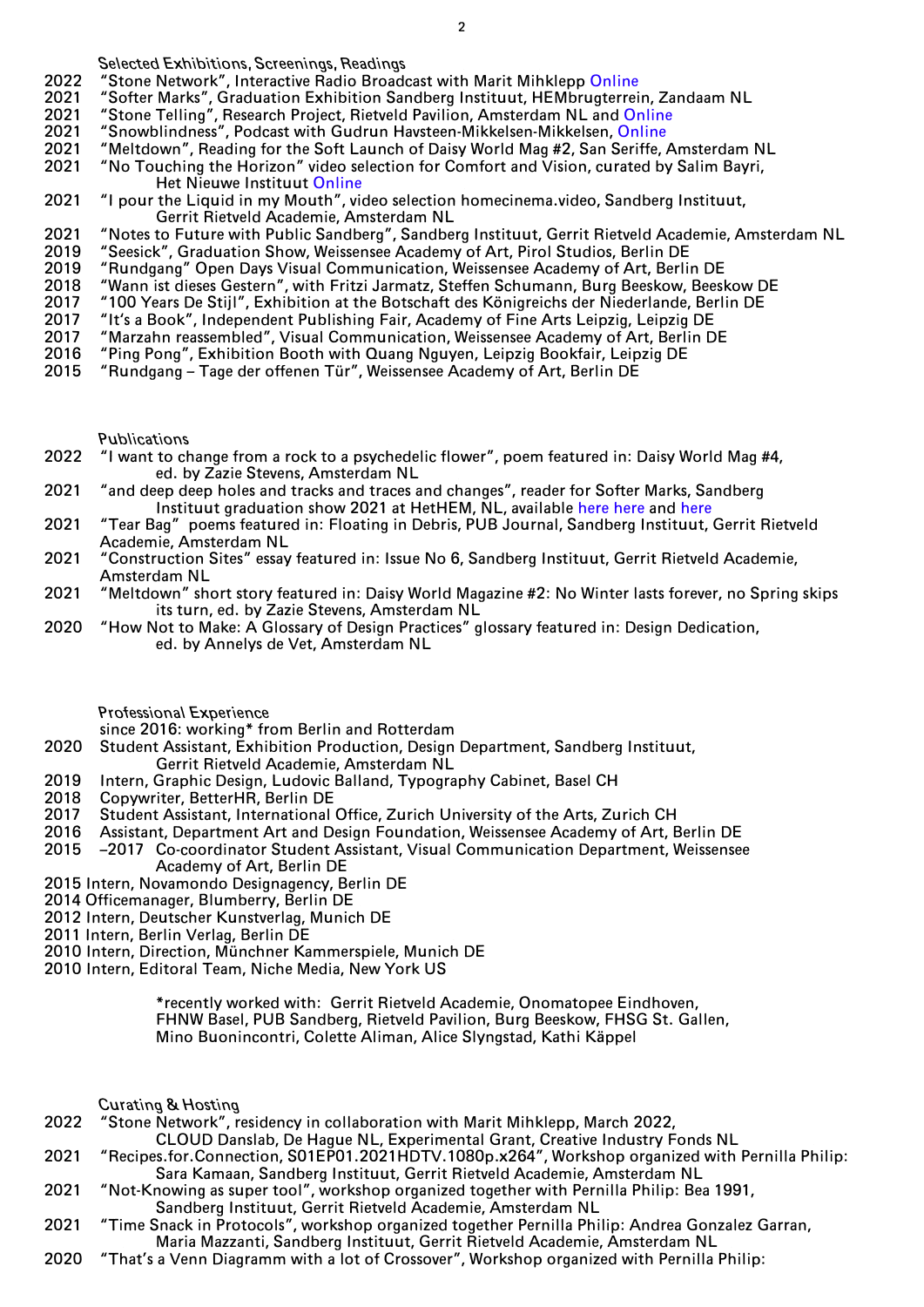## Selected Exhibitions, Screenings, Readings

2022 "Stone Network", Interactive Radio Broadcast with Marit Mihklepp Online
2021 "Softer Marks", Graduation Exhibition Sandberg Instituut, HEMbrugterrein, Zandaam NL
2021 "Stone Telling", Research Project, Rietveld Pavilion, Amsterdam NL and Online
2021 "Snowblindness", Podcast with Gudrun Havsteen-Mikkelsen-Mikkelsen, Online
2021 "Meltdown", Reading for the Soft Launch of Daisy World Mag #2, San Seriffe, Amsterdam NL
2021 "No Touching the Horizon" video selection for Comfort and Vision, curated by Salim Bayri, Het Nieuwe Instituut Online
2021 "I pour the Liquid in my Mouth", video selection homecinema.video, Sandberg Instituut, Gerrit Rietveld Academie, Amsterdam NL
2021 "Notes to Future with Public Sandberg", Sandberg Instituut, Gerrit Rietveld Academie, Amsterdam NL
2019 "Seesick", Graduation Show, Weissensee Academy of Art, Pirol Studios, Berlin DE
2019 "Rundgang" Open Days Visual Communication, Weissensee Academy of Art, Berlin DE
2018 "Wann ist dieses Gestern", with Fritzi Jarmatz, Steffen Schumann, Burg Beeskow, Beeskow DE
2017 "100 Years De Stijl", Exhibition at the Botschaft des Königreichs der Niederlande, Berlin DE
2017 "It's a Book", Independent Publishing Fair, Academy of Fine Arts Leipzig, Leipzig DE
2017 "Marzahn reassembled", Visual Communication, Weissensee Academy of Art, Berlin DE
2016 "Ping Pong", Exhibition Booth with Quang Nguyen, Leipzig Bookfair, Leipzig DE
2015 "Rundgang – Tage der offenen Tür", Weissensee Academy of Art, Berlin DE

## Publications

2022 "I want to change from a rock to a psychedelic flower", poem featured in: Daisy World Mag #4, ed. by Zazie Stevens, Amsterdam NL
2021 "and deep deep holes and tracks and traces and changes", reader for Softer Marks, Sandberg Instituut graduation show 2021 at HetHEM, NL, available here here and here
2021 "Tear Bag" poems featured in: Floating in Debris, PUB Journal, Sandberg Instituut, Gerrit Rietveld Academie, Amsterdam NL
2021 "Construction Sites" essay featured in: Issue No 6, Sandberg Instituut, Gerrit Rietveld Academie, Amsterdam NL
2021 "Meltdown" short story featured in: Daisy World Magazine #2: No Winter lasts forever, no Spring skips its turn, ed. by Zazie Stevens, Amsterdam NL
2020 "How Not to Make: A Glossary of Design Practices" glossary featured in: Design Dedication, ed. by Annelys de Vet, Amsterdam NL

## Professional Experience

since 2016: working* from Berlin and Rotterdam
2020 Student Assistant, Exhibition Production, Design Department, Sandberg Instituut, Gerrit Rietveld Academie, Amsterdam NL
2019 Intern, Graphic Design, Ludovic Balland, Typography Cabinet, Basel CH
2018 Copywriter, BetterHR, Berlin DE
2017 Student Assistant, International Office, Zurich University of the Arts, Zurich CH
2016 Assistant, Department Art and Design Foundation, Weissensee Academy of Art, Berlin DE
2015 –2017 Co-coordinator Student Assistant, Visual Communication Department, Weissensee Academy of Art, Berlin DE
2015 Intern, Novamondo Designagency, Berlin DE
2014 Officemanager, Blumberry, Berlin DE
2012 Intern, Deutscher Kunstverlag, Munich DE
2011 Intern, Berlin Verlag, Berlin DE
2010 Intern, Direction, Münchner Kammerspiele, Munich DE
2010 Intern, Editoral Team, Niche Media, New York US

*recently worked with: Gerrit Rietveld Academie, Onomatopee Eindhoven, FHNW Basel, PUB Sandberg, Rietveld Pavilion, Burg Beeskow, FHSG St. Gallen, Mino Buonincontri, Colette Aliman, Alice Slyngstad, Kathi Käppel

## Curating & Hosting

2022 "Stone Network", residency in collaboration with Marit Mihklepp, March 2022, CLOUD Danslab, De Hague NL, Experimental Grant, Creative Industry Fonds NL
2021 "Recipes.for.Connection, S01EP01.2021HDTV.1080p.x264", Workshop organized with Pernilla Philip: Sara Kamaan, Sandberg Instituut, Gerrit Rietveld Academie, Amsterdam NL
2021 "Not-Knowing as super tool", workshop organized together with Pernilla Philip: Bea 1991, Sandberg Instituut, Gerrit Rietveld Academie, Amsterdam NL
2021 "Time Snack in Protocols", workshop organized together Pernilla Philip: Andrea Gonzalez Garran, Maria Mazzanti, Sandberg Instituut, Gerrit Rietveld Academie, Amsterdam NL
2020 "That's a Venn Diagramm with a lot of Crossover", Workshop organized with Pernilla Philip: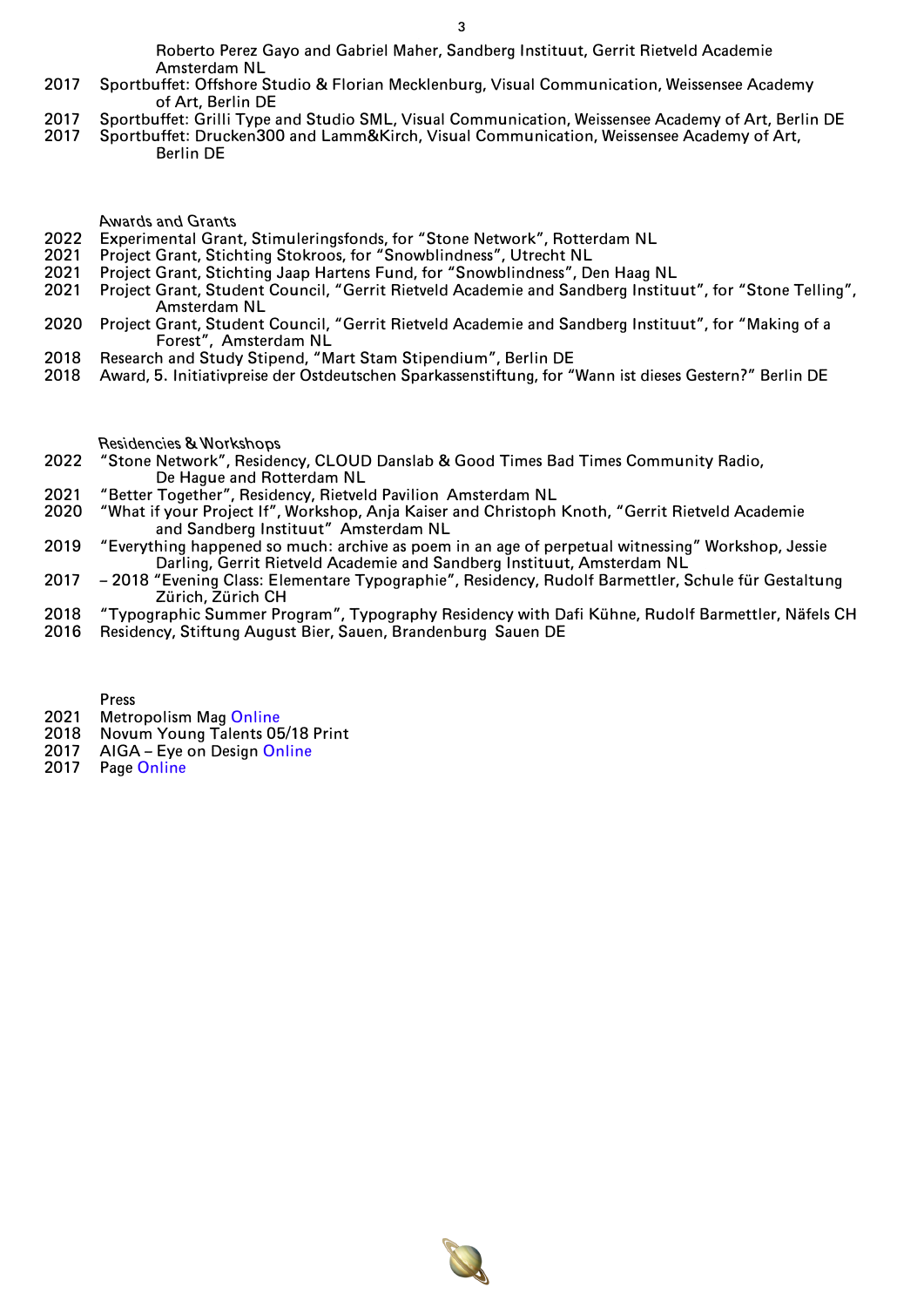Roberto Perez Gayo and Gabriel Maher, Sandberg Instituut, Gerrit Rietveld Academie Amsterdam NL

2017 Sportbuffet: Offshore Studio & Florian Mecklenburg, Visual Communication, Weissensee Academy of Art, Berlin DE

2017 Sportbuffet: Grilli Type and Studio SML, Visual Communication, Weissensee Academy of Art, Berlin DE

2017 Sportbuffet: Drucken300 and Lamm&Kirch, Visual Communication, Weissensee Academy of Art, Berlin DE

## Awards and Grants

2022 Experimental Grant, Stimuleringsfonds, for “Stone Network”, Rotterdam NL

2021 Project Grant, Stichting Stokroos, for “Snowblindness”, Utrecht NL

2021 Project Grant, Stichting Jaap Hartens Fund, for “Snowblindness”, Den Haag NL

2021 Project Grant, Student Council, “Gerrit Rietveld Academie and Sandberg Instituut”, for “Stone Telling”, Amsterdam NL

2020 Project Grant, Student Council, “Gerrit Rietveld Academie and Sandberg Instituut”, for “Making of a Forest”, Amsterdam NL

2018 Research and Study Stipend, “Mart Stam Stipendium”, Berlin DE

2018 Award, 5. Initiativpreise der Ostdeutschen Sparkassenstiftung, for “Wann ist dieses Gestern?” Berlin DE

## Residencies & Workshops

2022 “Stone Network”, Residency, CLOUD Danslab & Good Times Bad Times Community Radio, De Hague and Rotterdam NL

2021 “Better Together”, Residency, Rietveld Pavilion Amsterdam NL

2020 “What if your Project If”, Workshop, Anja Kaiser and Christoph Knoth, “Gerrit Rietveld Academie and Sandberg Instituut” Amsterdam NL

2019 “Everything happened so much: archive as poem in an age of perpetual witnessing” Workshop, Jessie Darling, Gerrit Rietveld Academie and Sandberg Instituut, Amsterdam NL

2017 – 2018 “Evening Class: Elementare Typographie”, Residency, Rudolf Barmettler, Schule für Gestaltung Zürich, Zürich CH

2018 “Typographic Summer Program”, Typography Residency with Dafi Kühne, Rudolf Barmettler, Näfels CH

2016 Residency, Stiftung August Bier, Sauen, Brandenburg Sauen DE

## Press

2021 Metropolism Mag Online

2018 Novum Young Talents 05/18 Print

2017 AIGA – Eye on Design Online

2017 Page Online